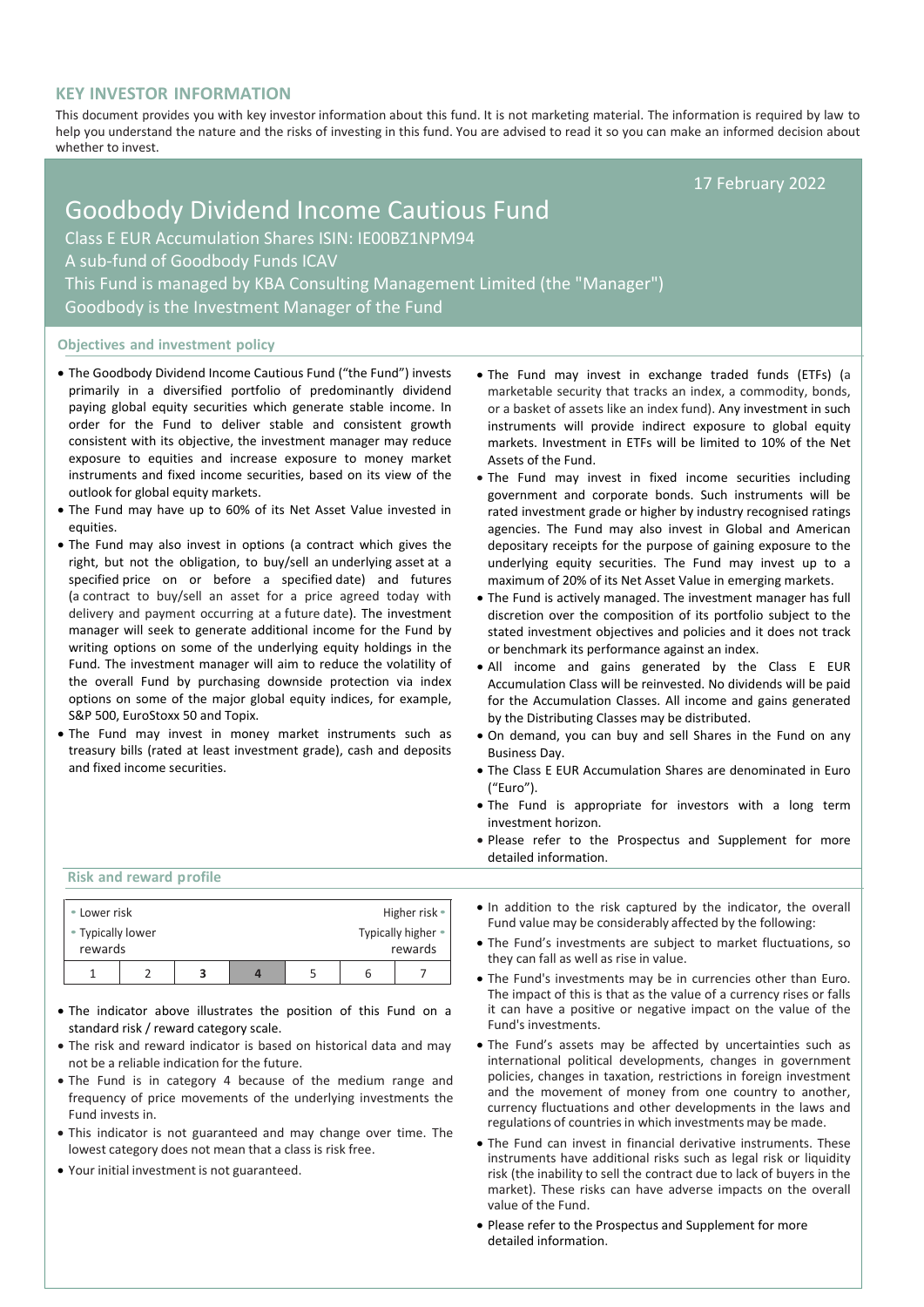## KEY INVESTOR INFORMATION

This document provides you with key investor information about this fund. It is not marketing material. The information is required by law to help you understand the nature and the risks of investing in this fund. You are advised to read it so you can make an informed decision about whether to invest.

17 February 2022

# Goodbody Dividend Income Cautious Fund

Class E EUR Accumulation Shares ISIN: IE00BZ1NPM94

A sub-fund of Goodbody Funds ICAV

This Fund is managed by KBA Consulting Management Limited (the "Manager")

Goodbody is the Investment Manager of the Fund

### Objectives and investment policy

- The Goodbody Dividend Income Cautious Fund ("the Fund") invests primarily in a diversified portfolio of predominantly dividend paying global equity securities which generate stable income. In order for the Fund to deliver stable and consistent growth consistent with its objective, the investment manager may reduce exposure to equities and increase exposure to money market instruments and fixed income securities, based on its view of the outlook for global equity markets.
- The Fund may have up to 60% of its Net Asset Value invested in equities.
- The Fund may also invest in options (a contract which gives the right, but not the obligation, to buy/sell an underlying asset at a specified price on or before a specified date) and futures (a contract to buy/sell an asset for a price agreed today with delivery and payment occurring at a future date). The investment manager will seek to generate additional income for the Fund by writing options on some of the underlying equity holdings in the Fund. The investment manager will aim to reduce the volatility of the overall Fund by purchasing downside protection via index options on some of the major global equity indices, for example, S&P 500, EuroStoxx 50 and Topix.
- The Fund may invest in money market instruments such as treasury bills (rated at least investment grade), cash and deposits and fixed income securities.
- The Fund may invest in exchange traded funds (ETFs) (a marketable security that tracks an index, a commodity, bonds, or a basket of assets like an index fund). Any investment in such instruments will provide indirect exposure to global equity markets. Investment in ETFs will be limited to 10% of the Net Assets of the Fund.
- The Fund may invest in fixed income securities including government and corporate bonds. Such instruments will be rated investment grade or higher by industry recognised ratings agencies. The Fund may also invest in Global and American depositary receipts for the purpose of gaining exposure to the underlying equity securities. The Fund may invest up to a maximum of 20% of its Net Asset Value in emerging markets.
- The Fund is actively managed. The investment manager has full discretion over the composition of its portfolio subject to the stated investment objectives and policies and it does not track or benchmark its performance against an index.
- All income and gains generated by the Class E EUR Accumulation Class will be reinvested. No dividends will be paid for the Accumulation Classes. All income and gains generated by the Distributing Classes may be distributed.
- On demand, you can buy and sell Shares in the Fund on any Business Day.
- The Class E EUR Accumulation Shares are denominated in Euro ("Euro").
- The Fund is appropriate for investors with a long term investment horizon.
- Please refer to the Prospectus and Supplement for more detailed information.

### Risk and reward profile

| Lower risk | | | | | | Higher risk |
|---|---|---|---|---|---|---|
| Typically lower rewards | | | | | | Typically higher rewards |
| 1 | 2 | 3 | **4** | 5 | 6 | 7 |

- The indicator above illustrates the position of this Fund on a standard risk / reward category scale.
- The risk and reward indicator is based on historical data and may not be a reliable indication for the future.
- The Fund is in category 4 because of the medium range and frequency of price movements of the underlying investments the Fund invests in.
- This indicator is not guaranteed and may change over time. The lowest category does not mean that a class is risk free.
- Your initial investment is not guaranteed.
- In addition to the risk captured by the indicator, the overall Fund value may be considerably affected by the following:
- The Fund's investments are subject to market fluctuations, so they can fall as well as rise in value.
- The Fund's investments may be in currencies other than Euro. The impact of this is that as the value of a currency rises or falls it can have a positive or negative impact on the value of the Fund's investments.
- The Fund's assets may be affected by uncertainties such as international political developments, changes in government policies, changes in taxation, restrictions in foreign investment and the movement of money from one country to another, currency fluctuations and other developments in the laws and regulations of countries in which investments may be made.
- The Fund can invest in financial derivative instruments. These instruments have additional risks such as legal risk or liquidity risk (the inability to sell the contract due to lack of buyers in the market). These risks can have adverse impacts on the overall value of the Fund.
- Please refer to the Prospectus and Supplement for more detailed information.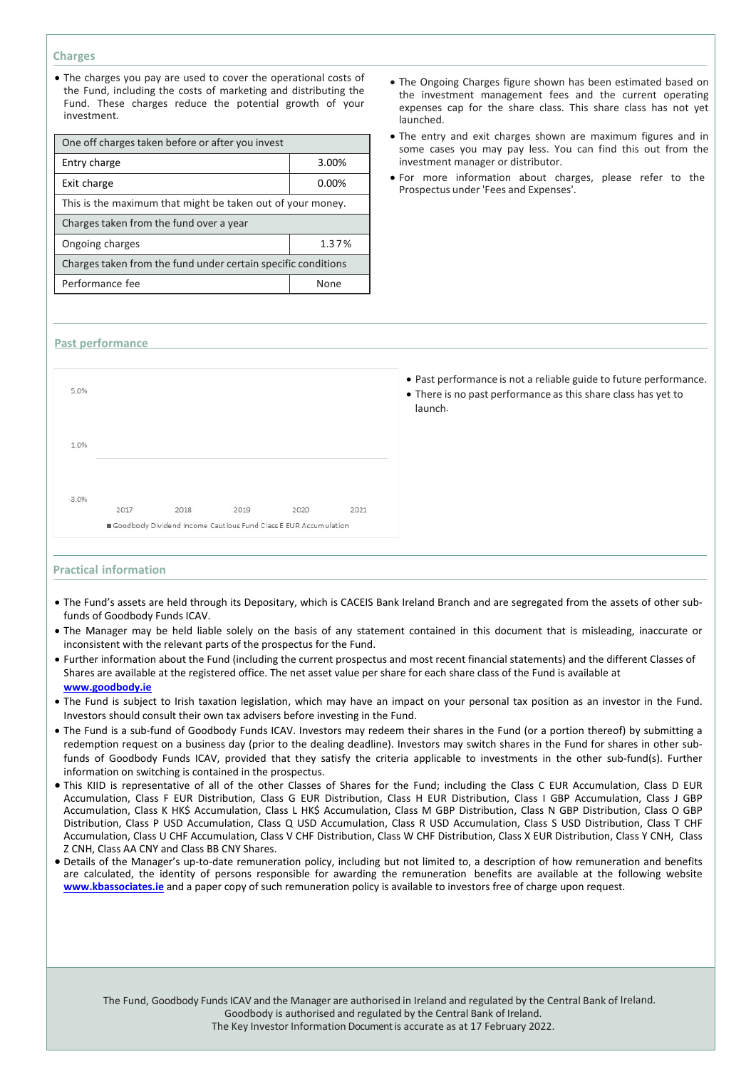## Charges

- The charges you pay are used to cover the operational costs of the Fund, including the costs of marketing and distributing the Fund. These charges reduce the potential growth of your investment.

| One off charges taken before or after you invest | |
|---|---|
| Entry charge | 3.00% |
| Exit charge | 0.00% |
| This is the maximum that might be taken out of your money. | |
| Charges taken from the fund over a year | |
| Ongoing charges | 1.37% |
| Charges taken from the fund under certain specific conditions | |
| Performance fee | None |

- The Ongoing Charges figure shown has been estimated based on the investment management fees and the current operating expenses cap for the share class. This share class has not yet launched.
- The entry and exit charges shown are maximum figures and in some cases you may pay less. You can find this out from the investment manager or distributor.
- For more information about charges, please refer to the Prospectus under 'Fees and Expenses'.

## Past performance

5.0%
1.0%
-3.0%
2017
2018
2019
2020
2021
Goodbody Dividend Income Cautious Fund Class E EUR Accumulation

- Past performance is not a reliable guide to future performance.
- There is no past performance as this share class has yet to launch.

## Practical information

- The Fund's assets are held through its Depositary, which is CACEIS Bank Ireland Branch and are segregated from the assets of other sub-funds of Goodbody Funds ICAV.
- The Manager may be held liable solely on the basis of any statement contained in this document that is misleading, inaccurate or inconsistent with the relevant parts of the prospectus for the Fund.
- Further information about the Fund (including the current prospectus and most recent financial statements) and the different Classes of Shares are available at the registered office. The net asset value per share for each share class of the Fund is available at **www.goodbody.ie**
- The Fund is subject to Irish taxation legislation, which may have an impact on your personal tax position as an investor in the Fund. Investors should consult their own tax advisers before investing in the Fund.
- The Fund is a sub-fund of Goodbody Funds ICAV. Investors may redeem their shares in the Fund (or a portion thereof) by submitting a redemption request on a business day (prior to the dealing deadline). Investors may switch shares in the Fund for shares in other sub-funds of Goodbody Funds ICAV, provided that they satisfy the criteria applicable to investments in the other sub-fund(s). Further information on switching is contained in the prospectus.
- This KIID is representative of all of the other Classes of Shares for the Fund; including the Class C EUR Accumulation, Class D EUR Accumulation, Class F EUR Distribution, Class G EUR Distribution, Class H EUR Distribution, Class I GBP Accumulation, Class J GBP Accumulation, Class K HK$ Accumulation, Class L HK$ Accumulation, Class M GBP Distribution, Class N GBP Distribution, Class O GBP Distribution, Class P USD Accumulation, Class Q USD Accumulation, Class R USD Accumulation, Class S USD Distribution, Class T CHF Accumulation, Class U CHF Accumulation, Class V CHF Distribution, Class W CHF Distribution, Class X EUR Distribution, Class Y CNH, Class Z CNH, Class AA CNY and Class BB CNY Shares.
- Details of the Manager's up-to-date remuneration policy, including but not limited to, a description of how remuneration and benefits are calculated, the identity of persons responsible for awarding the remuneration benefits are available at the following website **www.kbassociates.ie** and a paper copy of such remuneration policy is available to investors free of charge upon request.

The Fund, Goodbody Funds ICAV and the Manager are authorised in Ireland and regulated by the Central Bank of Ireland.
Goodbody is authorised and regulated by the Central Bank of Ireland.
The Key Investor Information Document is accurate as at 17 February 2022.